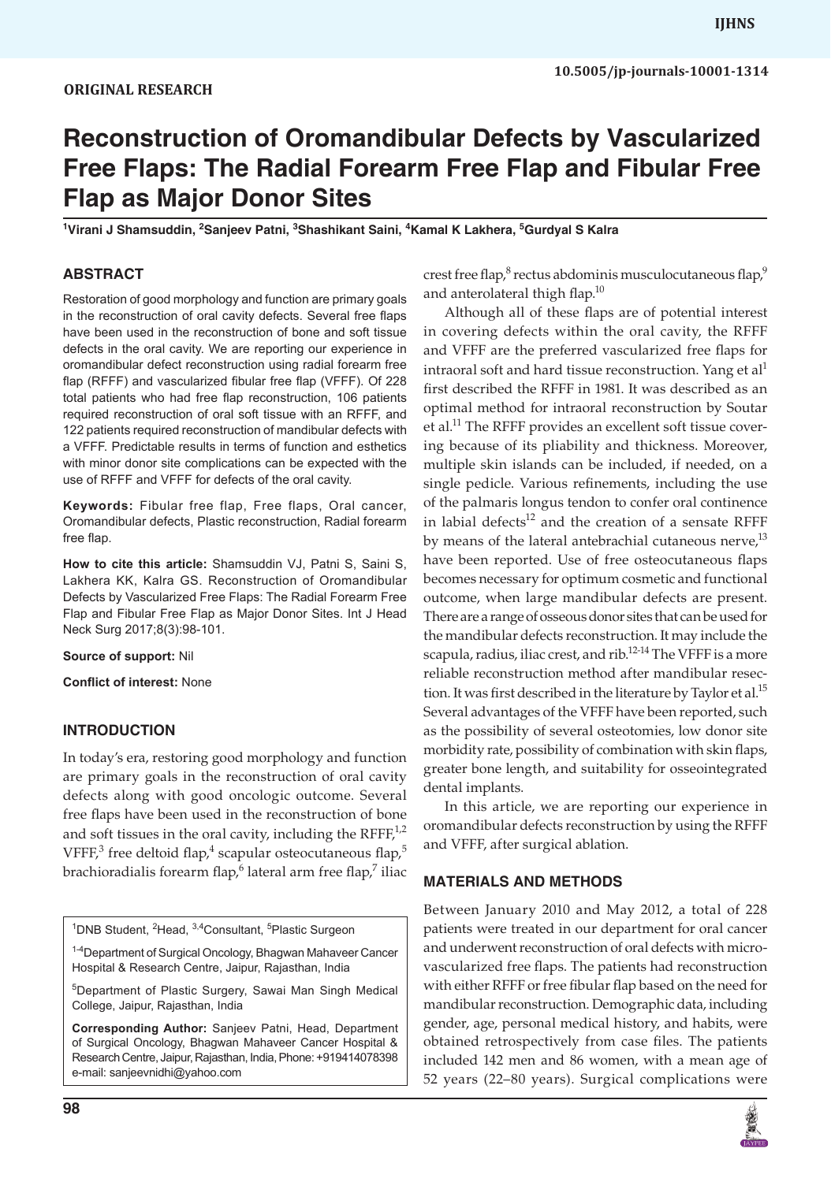ORIGINAL RESEARCH

10.5005/jp-journals-10001-1314

# Reconstruction of Oromandibular Defects by Vascularized Free Flaps: The Radial Forearm Free Flap and Fibular Free Flap as Major Donor Sites

[1]Virani J Shamsuddin, [2]Sanjeev Patni, [3]Shashikant Saini, [4]Kamal K Lakhera, [5]Gurdyal S Kalra

## ABSTRACT

Restoration of good morphology and function are primary goals in the reconstruction of oral cavity defects. Several free flaps have been used in the reconstruction of bone and soft tissue defects in the oral cavity. We are reporting our experience in oromandibular defect reconstruction using radial forearm free flap (RFFF) and vascularized fibular free flap (VFFF). Of 228 total patients who had free flap reconstruction, 106 patients required reconstruction of oral soft tissue with an RFFF, and 122 patients required reconstruction of mandibular defects with a VFFF. Predictable results in terms of function and esthetics with minor donor site complications can be expected with the use of RFFF and VFFF for defects of the oral cavity.

**Keywords:** Fibular free flap, Free flaps, Oral cancer, Oromandibular defects, Plastic reconstruction, Radial forearm free flap.

**How to cite this article:** Shamsuddin VJ, Patni S, Saini S, Lakhera KK, Kalra GS. Reconstruction of Oromandibular Defects by Vascularized Free Flaps: The Radial Forearm Free Flap and Fibular Free Flap as Major Donor Sites. Int J Head Neck Surg 2017;8(3):98-101.

**Source of support:** Nil

**Conflict of interest:** None

[1]DNB Student, [2]Head, [3,4]Consultant, [5]Plastic Surgeon

[1-4]Department of Surgical Oncology, Bhagwan Mahaveer Cancer Hospital & Research Centre, Jaipur, Rajasthan, India

[5]Department of Plastic Surgery, Sawai Man Singh Medical College, Jaipur, Rajasthan, India

**Corresponding Author:** Sanjeev Patni, Head, Department of Surgical Oncology, Bhagwan Mahaveer Cancer Hospital & Research Centre, Jaipur, Rajasthan, India, Phone: +919414078398 e-mail: sanjeevnidhi@yahoo.com

## INTRODUCTION

In today's era, restoring good morphology and function are primary goals in the reconstruction of oral cavity defects along with good oncologic outcome. Several free flaps have been used in the reconstruction of bone and soft tissues in the oral cavity, including the RFFF,[1,2] VFFF,[3] free deltoid flap,[4] scapular osteocutaneous flap,[5] brachioradialis forearm flap,[6] lateral arm free flap,[7] iliac crest free flap,[8] rectus abdominis musculocutaneous flap,[9] and anterolateral thigh flap.[10]

Although all of these flaps are of potential interest in covering defects within the oral cavity, the RFFF and VFFF are the preferred vascularized free flaps for intraoral soft and hard tissue reconstruction. Yang et al[1] first described the RFFF in 1981. It was described as an optimal method for intraoral reconstruction by Soutar et al.[11] The RFFF provides an excellent soft tissue covering because of its pliability and thickness. Moreover, multiple skin islands can be included, if needed, on a single pedicle. Various refinements, including the use of the palmaris longus tendon to confer oral continence in labial defects[12] and the creation of a sensate RFFF by means of the lateral antebrachial cutaneous nerve,[13] have been reported. Use of free osteocutaneous flaps becomes necessary for optimum cosmetic and functional outcome, when large mandibular defects are present. There are a range of osseous donor sites that can be used for the mandibular defects reconstruction. It may include the scapula, radius, iliac crest, and rib.[12-14] The VFFF is a more reliable reconstruction method after mandibular resection. It was first described in the literature by Taylor et al.[15] Several advantages of the VFFF have been reported, such as the possibility of several osteotomies, low donor site morbidity rate, possibility of combination with skin flaps, greater bone length, and suitability for osseointegrated dental implants.

In this article, we are reporting our experience in oromandibular defects reconstruction by using the RFFF and VFFF, after surgical ablation.

## MATERIALS AND METHODS

Between January 2010 and May 2012, a total of 228 patients were treated in our department for oral cancer and underwent reconstruction of oral defects with microvascularized free flaps. The patients had reconstruction with either RFFF or free fibular flap based on the need for mandibular reconstruction. Demographic data, including gender, age, personal medical history, and habits, were obtained retrospectively from case files. The patients included 142 men and 86 women, with a mean age of 52 years (22–80 years). Surgical complications were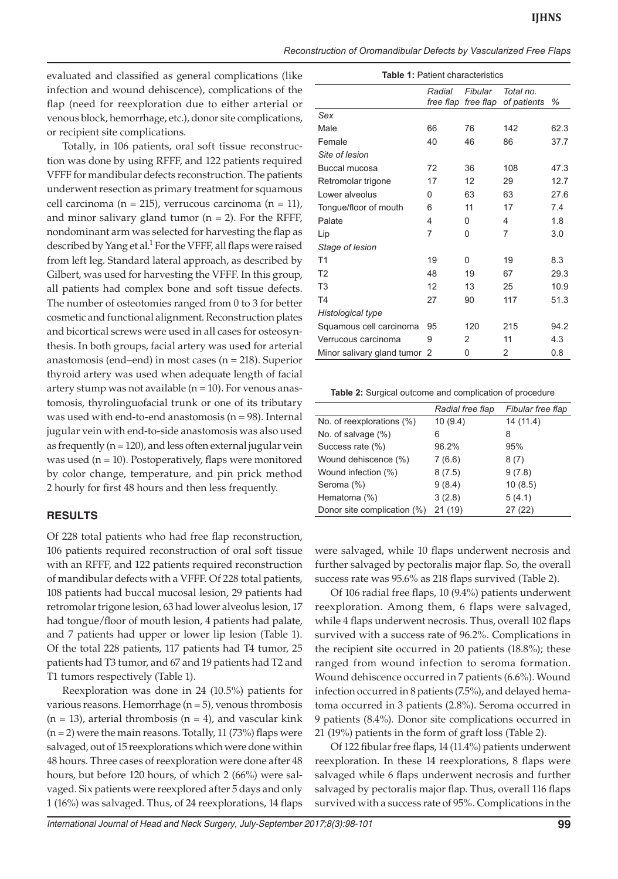evaluated and classified as general complications (like infection and wound dehiscence), complications of the flap (need for reexploration due to either arterial or venous block, hemorrhage, etc.), donor site complications, or recipient site complications.

Totally, in 106 patients, oral soft tissue reconstruction was done by using RFFF, and 122 patients required VFFF for mandibular defects reconstruction. The patients underwent resection as primary treatment for squamous cell carcinoma (n = 215), verrucous carcinoma (n = 11), and minor salivary gland tumor (n = 2). For the RFFF, nondominant arm was selected for harvesting the flap as described by Yang et al.[1] For the VFFF, all flaps were raised from left leg. Standard lateral approach, as described by Gilbert, was used for harvesting the VFFF. In this group, all patients had complex bone and soft tissue defects. The number of osteotomies ranged from 0 to 3 for better cosmetic and functional alignment. Reconstruction plates and bicortical screws were used in all cases for osteosynthesis. In both groups, facial artery was used for arterial anastomosis (end–end) in most cases (n = 218). Superior thyroid artery was used when adequate length of facial artery stump was not available (n = 10). For venous anastomosis, thyrolinguofacial trunk or one of its tributary was used with end-to-end anastomosis (n = 98). Internal jugular vein with end-to-side anastomosis was also used as frequently (n = 120), and less often external jugular vein was used (n = 10). Postoperatively, flaps were monitored by color change, temperature, and pin prick method 2 hourly for first 48 hours and then less frequently.

## RESULTS

Of 228 total patients who had free flap reconstruction, 106 patients required reconstruction of oral soft tissue with an RFFF, and 122 patients required reconstruction of mandibular defects with a VFFF. Of 228 total patients, 108 patients had buccal mucosal lesion, 29 patients had retromolar trigone lesion, 63 had lower alveolus lesion, 17 had tongue/floor of mouth lesion, 4 patients had palate, and 7 patients had upper or lower lip lesion (Table 1). Of the total 228 patients, 117 patients had T4 tumor, 25 patients had T3 tumor, and 67 and 19 patients had T2 and T1 tumors respectively (Table 1).

Reexploration was done in 24 (10.5%) patients for various reasons. Hemorrhage (n = 5), venous thrombosis (n = 13), arterial thrombosis (n = 4), and vascular kink (n = 2) were the main reasons. Totally, 11 (73%) flaps were salvaged, out of 15 reexplorations which were done within 48 hours. Three cases of reexploration were done after 48 hours, but before 120 hours, of which 2 (66%) were salvaged. Six patients were reexplored after 5 days and only 1 (16%) was salvaged. Thus, of 24 reexplorations, 14 flaps were salvaged, while 10 flaps underwent necrosis and further salvaged by pectoralis major flap. So, the overall success rate was 95.6% as 218 flaps survived (Table 2).

Of 106 radial free flaps, 10 (9.4%) patients underwent reexploration. Among them, 6 flaps were salvaged, while 4 flaps underwent necrosis. Thus, overall 102 flaps survived with a success rate of 96.2%. Complications in the recipient site occurred in 20 patients (18.8%); these ranged from wound infection to seroma formation. Wound dehiscence occurred in 7 patients (6.6%). Wound infection occurred in 8 patients (7.5%), and delayed hematoma occurred in 3 patients (2.8%). Seroma occurred in 9 patients (8.4%). Donor site complications occurred in 21 (19%) patients in the form of graft loss (Table 2).

Of 122 fibular free flaps, 14 (11.4%) patients underwent reexploration. In these 14 reexplorations, 8 flaps were salvaged while 6 flaps underwent necrosis and further salvaged by pectoralis major flap. Thus, overall 116 flaps survived with a success rate of 95%. Complications in the

**Table 1:** Patient characteristics

| | Radial free flap | Fibular free flap | Total no. of patients | % |
|---|---|---|---|---|
| *Sex* | | | | |
| Male | 66 | 76 | 142 | 62.3 |
| Female | 40 | 46 | 86 | 37.7 |
| *Site of lesion* | | | | |
| Buccal mucosa | 72 | 36 | 108 | 47.3 |
| Retromolar trigone | 17 | 12 | 29 | 12.7 |
| Lower alveolus | 0 | 63 | 63 | 27.6 |
| Tongue/floor of mouth | 6 | 11 | 17 | 7.4 |
| Palate | 4 | 0 | 4 | 1.8 |
| Lip | 7 | 0 | 7 | 3.0 |
| *Stage of lesion* | | | | |
| T1 | 19 | 0 | 19 | 8.3 |
| T2 | 48 | 19 | 67 | 29.3 |
| T3 | 12 | 13 | 25 | 10.9 |
| T4 | 27 | 90 | 117 | 51.3 |
| *Histological type* | | | | |
| Squamous cell carcinoma | 95 | 120 | 215 | 94.2 |
| Verrucous carcinoma | 9 | 2 | 11 | 4.3 |
| Minor salivary gland tumor | 2 | 0 | 2 | 0.8 |

**Table 2:** Surgical outcome and complication of procedure

| | Radial free flap | Fibular free flap |
|---|---|---|
| No. of reexplorations (%) | 10 (9.4) | 14 (11.4) |
| No. of salvage (%) | 6 | 8 |
| Success rate (%) | 96.2% | 95% |
| Wound dehiscence (%) | 7 (6.6) | 8 (7) |
| Wound infection (%) | 8 (7.5) | 9 (7.8) |
| Seroma (%) | 9 (8.4) | 10 (8.5) |
| Hematoma (%) | 3 (2.8) | 5 (4.1) |
| Donor site complication (%) | 21 (19) | 27 (22) |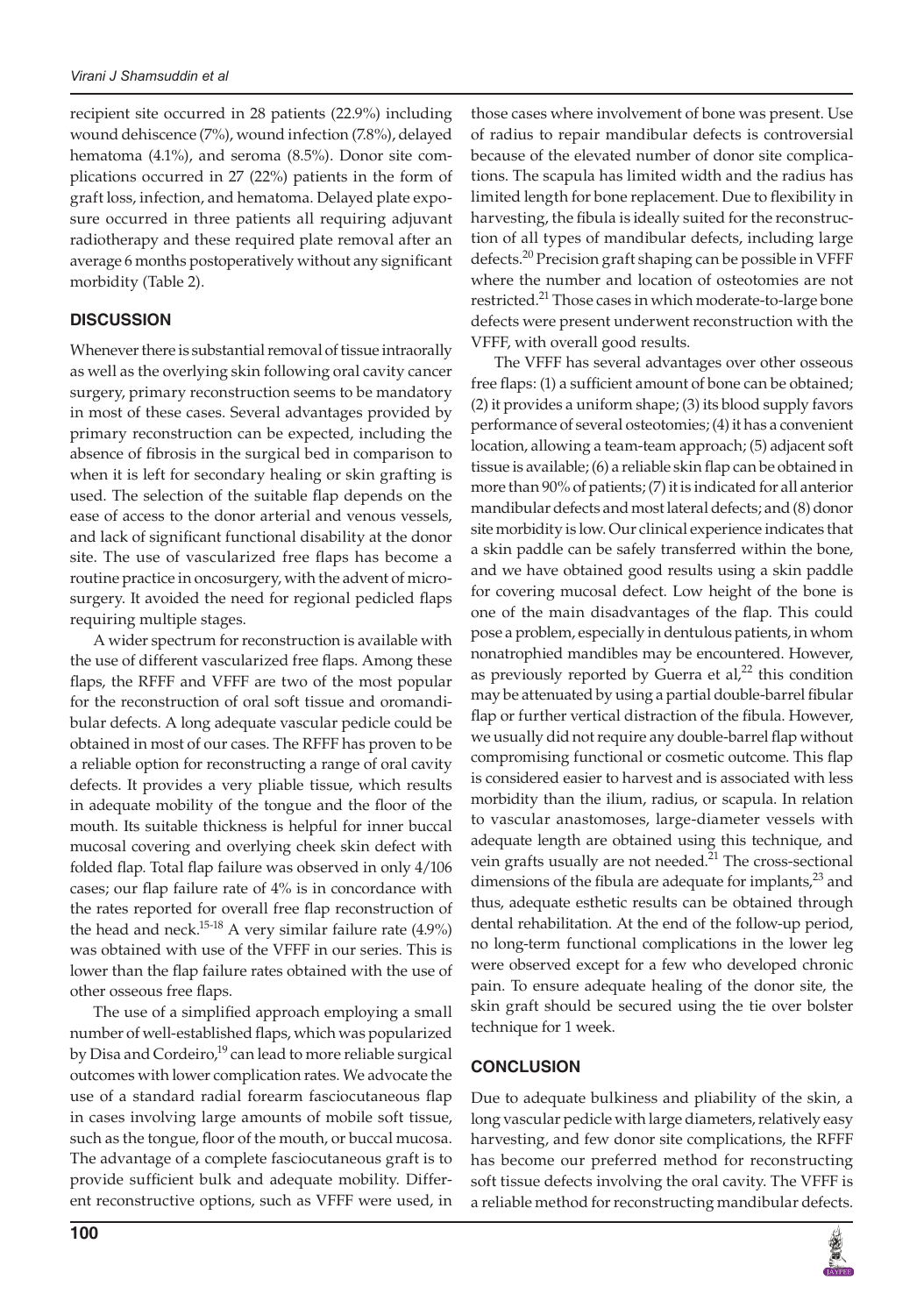recipient site occurred in 28 patients (22.9%) including wound dehiscence (7%), wound infection (7.8%), delayed hematoma (4.1%), and seroma (8.5%). Donor site complications occurred in 27 (22%) patients in the form of graft loss, infection, and hematoma. Delayed plate exposure occurred in three patients all requiring adjuvant radiotherapy and these required plate removal after an average 6 months postoperatively without any significant morbidity (Table 2).

## DISCUSSION

Whenever there is substantial removal of tissue intraorally as well as the overlying skin following oral cavity cancer surgery, primary reconstruction seems to be mandatory in most of these cases. Several advantages provided by primary reconstruction can be expected, including the absence of fibrosis in the surgical bed in comparison to when it is left for secondary healing or skin grafting is used. The selection of the suitable flap depends on the ease of access to the donor arterial and venous vessels, and lack of significant functional disability at the donor site. The use of vascularized free flaps has become a routine practice in oncosurgery, with the advent of microsurgery. It avoided the need for regional pedicled flaps requiring multiple stages.

A wider spectrum for reconstruction is available with the use of different vascularized free flaps. Among these flaps, the RFFF and VFFF are two of the most popular for the reconstruction of oral soft tissue and oromandibular defects. A long adequate vascular pedicle could be obtained in most of our cases. The RFFF has proven to be a reliable option for reconstructing a range of oral cavity defects. It provides a very pliable tissue, which results in adequate mobility of the tongue and the floor of the mouth. Its suitable thickness is helpful for inner buccal mucosal covering and overlying cheek skin defect with folded flap. Total flap failure was observed in only 4/106 cases; our flap failure rate of 4% is in concordance with the rates reported for overall free flap reconstruction of the head and neck.[15-18] A very similar failure rate (4.9%) was obtained with use of the VFFF in our series. This is lower than the flap failure rates obtained with the use of other osseous free flaps.

The use of a simplified approach employing a small number of well-established flaps, which was popularized by Disa and Cordeiro,[19] can lead to more reliable surgical outcomes with lower complication rates. We advocate the use of a standard radial forearm fasciocutaneous flap in cases involving large amounts of mobile soft tissue, such as the tongue, floor of the mouth, or buccal mucosa. The advantage of a complete fasciocutaneous graft is to provide sufficient bulk and adequate mobility. Different reconstructive options, such as VFFF were used, in those cases where involvement of bone was present. Use of radius to repair mandibular defects is controversial because of the elevated number of donor site complications. The scapula has limited width and the radius has limited length for bone replacement. Due to flexibility in harvesting, the fibula is ideally suited for the reconstruction of all types of mandibular defects, including large defects.[20] Precision graft shaping can be possible in VFFF where the number and location of osteotomies are not restricted.[21] Those cases in which moderate-to-large bone defects were present underwent reconstruction with the VFFF, with overall good results.

The VFFF has several advantages over other osseous free flaps: (1) a sufficient amount of bone can be obtained; (2) it provides a uniform shape; (3) its blood supply favors performance of several osteotomies; (4) it has a convenient location, allowing a team-team approach; (5) adjacent soft tissue is available; (6) a reliable skin flap can be obtained in more than 90% of patients; (7) it is indicated for all anterior mandibular defects and most lateral defects; and (8) donor site morbidity is low. Our clinical experience indicates that a skin paddle can be safely transferred within the bone, and we have obtained good results using a skin paddle for covering mucosal defect. Low height of the bone is one of the main disadvantages of the flap. This could pose a problem, especially in dentulous patients, in whom nonatrophied mandibles may be encountered. However, as previously reported by Guerra et al,[22] this condition may be attenuated by using a partial double-barrel fibular flap or further vertical distraction of the fibula. However, we usually did not require any double-barrel flap without compromising functional or cosmetic outcome. This flap is considered easier to harvest and is associated with less morbidity than the ilium, radius, or scapula. In relation to vascular anastomoses, large-diameter vessels with adequate length are obtained using this technique, and vein grafts usually are not needed.[21] The cross-sectional dimensions of the fibula are adequate for implants,[23] and thus, adequate esthetic results can be obtained through dental rehabilitation. At the end of the follow-up period, no long-term functional complications in the lower leg were observed except for a few who developed chronic pain. To ensure adequate healing of the donor site, the skin graft should be secured using the tie over bolster technique for 1 week.

## CONCLUSION

Due to adequate bulkiness and pliability of the skin, a long vascular pedicle with large diameters, relatively easy harvesting, and few donor site complications, the RFFF has become our preferred method for reconstructing soft tissue defects involving the oral cavity. The VFFF is a reliable method for reconstructing mandibular defects.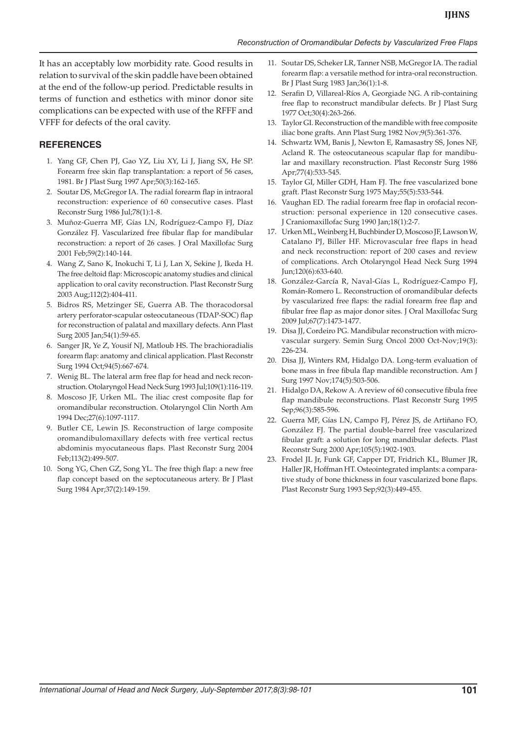It has an acceptably low morbidity rate. Good results in relation to survival of the skin paddle have been obtained at the end of the follow-up period. Predictable results in terms of function and esthetics with minor donor site complications can be expected with use of the RFFF and VFFF for defects of the oral cavity.

## REFERENCES

1. Yang GF, Chen PJ, Gao YZ, Liu XY, Li J, Jiang SX, He SP. Forearm free skin flap transplantation: a report of 56 cases, 1981. Br J Plast Surg 1997 Apr;50(3):162-165.
2. Soutar DS, McGregor IA. The radial forearm flap in intraoral reconstruction: experience of 60 consecutive cases. Plast Reconstr Surg 1986 Jul;78(1):1-8.
3. Muñoz-Guerra MF, Gías LN, Rodríguez-Campo FJ, Díaz González FJ. Vascularized free fibular flap for mandibular reconstruction: a report of 26 cases. J Oral Maxillofac Surg 2001 Feb;59(2):140-144.
4. Wang Z, Sano K, Inokuchi T, Li J, Lan X, Sekine J, Ikeda H. The free deltoid flap: Microscopic anatomy studies and clinical application to oral cavity reconstruction. Plast Reconstr Surg 2003 Aug;112(2):404-411.
5. Bidros RS, Metzinger SE, Guerra AB. The thoracodorsal artery perforator-scapular osteocutaneous (TDAP-SOC) flap for reconstruction of palatal and maxillary defects. Ann Plast Surg 2005 Jan;54(1):59-65.
6. Sanger JR, Ye Z, Yousif NJ, Matloub HS. The brachioradialis forearm flap: anatomy and clinical application. Plast Reconstr Surg 1994 Oct;94(5):667-674.
7. Wenig BL. The lateral arm free flap for head and neck reconstruction. Otolaryngol Head Neck Surg 1993 Jul;109(1):116-119.
8. Moscoso JF, Urken ML. The iliac crest composite flap for oromandibular reconstruction. Otolaryngol Clin North Am 1994 Dec;27(6):1097-1117.
9. Butler CE, Lewin JS. Reconstruction of large composite oromandibulomaxillary defects with free vertical rectus abdominis myocutaneous flaps. Plast Reconstr Surg 2004 Feb;113(2):499-507.
10. Song YG, Chen GZ, Song YL. The free thigh flap: a new free flap concept based on the septocutaneous artery. Br J Plast Surg 1984 Apr;37(2):149-159.
11. Soutar DS, Scheker LR, Tanner NSB, McGregor IA. The radial forearm flap: a versatile method for intra-oral reconstruction. Br J Plast Surg 1983 Jan;36(1):1-8.
12. Serafin D, Villareal-Ríos A, Georgiade NG. A rib-containing free flap to reconstruct mandibular defects. Br J Plast Surg 1977 Oct;30(4):263-266.
13. Taylor GI. Reconstruction of the mandible with free composite iliac bone grafts. Ann Plast Surg 1982 Nov;9(5):361-376.
14. Schwartz WM, Banis J, Newton E, Ramasastry SS, Jones NF, Acland R. The osteocutaneous scapular flap for mandibular and maxillary reconstruction. Plast Reconstr Surg 1986 Apr;77(4):533-545.
15. Taylor GI, Miller GDH, Ham FJ. The free vascularized bone graft. Plast Reconstr Surg 1975 May;55(5):533-544.
16. Vaughan ED. The radial forearm free flap in orofacial reconstruction: personal experience in 120 consecutive cases. J Craniomaxillofac Surg 1990 Jan;18(1):2-7.
17. Urken ML, Weinberg H, Buchbinder D, Moscoso JF, Lawson W, Catalano PJ, Biller HF. Microvascular free flaps in head and neck reconstruction: report of 200 cases and review of complications. Arch Otolaryngol Head Neck Surg 1994 Jun;120(6):633-640.
18. González-García R, Naval-Gías L, Rodríguez-Campo FJ, Román-Romero L. Reconstruction of oromandibular defects by vascularized free flaps: the radial forearm free flap and fibular free flap as major donor sites. J Oral Maxillofac Surg 2009 Jul;67(7):1473-1477.
19. Disa JJ, Cordeiro PG. Mandibular reconstruction with microvascular surgery. Semin Surg Oncol 2000 Oct-Nov;19(3): 226-234.
20. Disa JJ, Winters RM, Hidalgo DA. Long-term evaluation of bone mass in free fibula flap mandible reconstruction. Am J Surg 1997 Nov;174(5):503-506.
21. Hidalgo DA, Rekow A. A review of 60 consecutive fibula free flap mandible reconstructions. Plast Reconstr Surg 1995 Sep;96(3):585-596.
22. Guerra MF, Gías LN, Campo FJ, Pérez JS, de Artiñano FO, González FJ. The partial double-barrel free vascularized fibular graft: a solution for long mandibular defects. Plast Reconstr Surg 2000 Apr;105(5):1902-1903.
23. Frodel JL Jr, Funk GF, Capper DT, Fridrich KL, Blumer JR, Haller JR, Hoffman HT. Osteointegrated implants: a comparative study of bone thickness in four vascularized bone flaps. Plast Reconstr Surg 1993 Sep;92(3):449-455.